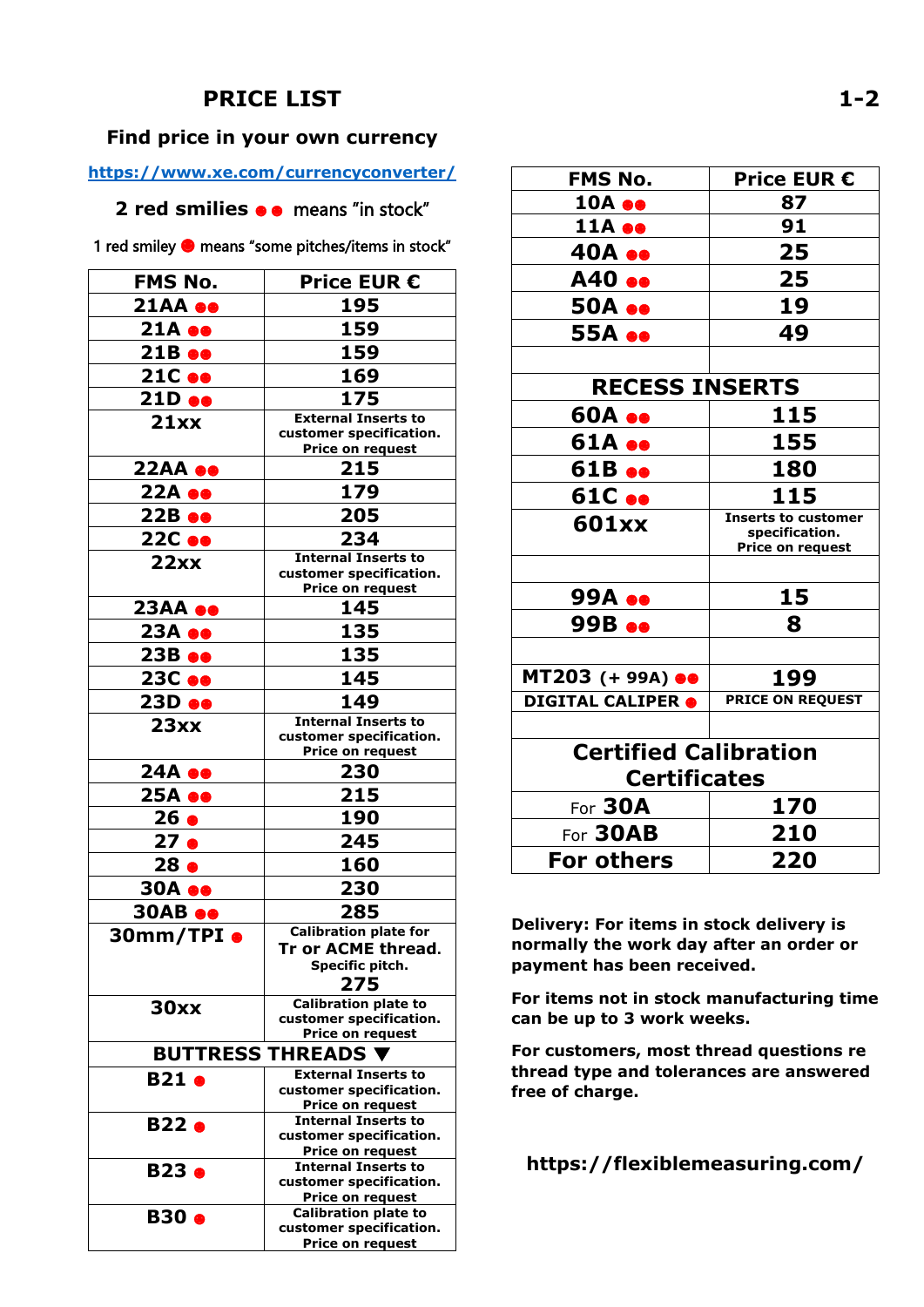# PRICE LIST

**Find price in your own currency**

https://www.xe.com/currencyconverter/

**2 red smilies ●● means "in stock"**

1 red smiley ● means "some pitches/items in stock"

| FMS No. | Price EUR € |
|---|---|
| 21AA ●● | 195 |
| 21A ●● | 159 |
| 21B ●● | 159 |
| 21C ●● | 169 |
| 21D ●● | 175 |
| 21xx | External Inserts to customer specification. Price on request |
| 22AA ●● | 215 |
| 22A ●● | 179 |
| 22B ●● | 205 |
| 22C ●● | 234 |
| 22xx | Internal Inserts to customer specification. Price on request |
| 23AA ●● | 145 |
| 23A ●● | 135 |
| 23B ●● | 135 |
| 23C ●● | 145 |
| 23D ●● | 149 |
| 23xx | Internal Inserts to customer specification. Price on request |
| 24A ●● | 230 |
| 25A ●● | 215 |
| 26 ● | 190 |
| 27 ● | 245 |
| 28 ● | 160 |
| 30A ●● | 230 |
| 30AB ●● | 285 |
| 30mm/TPI ● | Calibration plate for Tr or ACME thread. Specific pitch. 275 |
| 30xx | Calibration plate to customer specification. Price on request |
| **BUTTRESS THREADS ▼** | |
| B21 ● | External Inserts to customer specification. Price on request |
| B22 ● | Internal Inserts to customer specification. Price on request |
| B23 ● | Internal Inserts to customer specification. Price on request |
| B30 ● | Calibration plate to customer specification. Price on request |

| FMS No. | Price EUR € |
|---|---|
| 10A ●● | 87 |
| 11A ●● | 91 |
| 40A ●● | 25 |
| A40 ●● | 25 |
| 50A ●● | 19 |
| 55A ●● | 49 |
| | |
| **RECESS INSERTS** | |
| 60A ●● | 115 |
| 61A ●● | 155 |
| 61B ●● | 180 |
| 61C ●● | 115 |
| 601xx | Inserts to customer specification. Price on request |
| | |
| 99A ●● | 15 |
| 99B ●● | 8 |
| | |
| MT203 (+ 99A) ●● | 199 |
| DIGITAL CALIPER ● | PRICE ON REQUEST |
| | |
| **Certified Calibration Certificates** | |
| For 30A | 170 |
| For 30AB | 210 |
| For others | 220 |

**Delivery: For items in stock delivery is normally the work day after an order or payment has been received.**

**For items not in stock manufacturing time can be up to 3 work weeks.**

**For customers, most thread questions re thread type and tolerances are answered free of charge.**

**https://flexiblemeasuring.com/**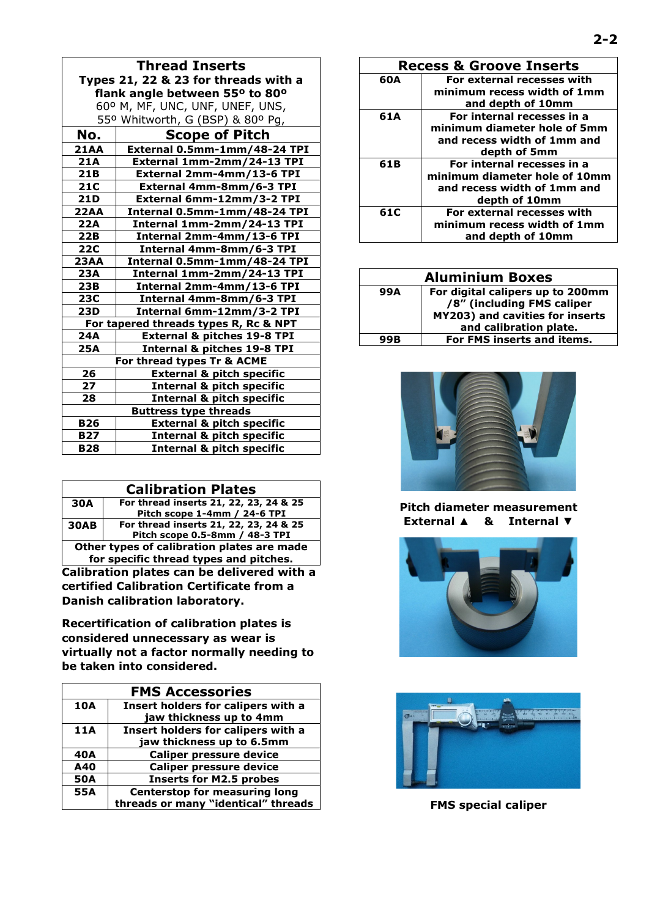## Thread Inserts

| Types 21, 22 & 23 for threads with a flank angle between 55º to 80º 60º M, MF, UNC, UNF, UNEF, UNS, 55º Whitworth, G (BSP) & 80º Pg, | |
|---|---|
| **No.** | **Scope of Pitch** |
| 21AA | External 0.5mm-1mm/48-24 TPI |
| 21A | External 1mm-2mm/24-13 TPI |
| 21B | External 2mm-4mm/13-6 TPI |
| 21C | External 4mm-8mm/6-3 TPI |
| 21D | External 6mm-12mm/3-2 TPI |
| 22AA | Internal 0.5mm-1mm/48-24 TPI |
| 22A | Internal 1mm-2mm/24-13 TPI |
| 22B | Internal 2mm-4mm/13-6 TPI |
| 22C | Internal 4mm-8mm/6-3 TPI |
| 23AA | Internal 0.5mm-1mm/48-24 TPI |
| 23A | Internal 1mm-2mm/24-13 TPI |
| 23B | Internal 2mm-4mm/13-6 TPI |
| 23C | Internal 4mm-8mm/6-3 TPI |
| 23D | Internal 6mm-12mm/3-2 TPI |
| For tapered threads types R, Rc & NPT | |
| 24A | External & pitches 19-8 TPI |
| 25A | Internal & pitches 19-8 TPI |
| For thread types Tr & ACME | |
| 26 | External & pitch specific |
| 27 | Internal & pitch specific |
| 28 | Internal & pitch specific |
| Buttress type threads | |
| B26 | External & pitch specific |
| B27 | Internal & pitch specific |
| B28 | Internal & pitch specific |

## Calibration Plates

| | |
|---|---|
| 30A | For thread inserts 21, 22, 23, 24 & 25 Pitch scope 1-4mm / 24-6 TPI |
| 30AB | For thread inserts 21, 22, 23, 24 & 25 Pitch scope 0.5-8mm / 48-3 TPI |
| Other types of calibration plates are made for specific thread types and pitches. | |

**Calibration plates can be delivered with a certified Calibration Certificate from a Danish calibration laboratory.**

**Recertification of calibration plates is considered unnecessary as wear is virtually not a factor normally needing to be taken into considered.**

## FMS Accessories

| | |
|---|---|
| 10A | Insert holders for calipers with a jaw thickness up to 4mm |
| 11A | Insert holders for calipers with a jaw thickness up to 6.5mm |
| 40A | Caliper pressure device |
| A40 | Caliper pressure device |
| 50A | Inserts for M2.5 probes |
| 55A | Centerstop for measuring long threads or many "identical" threads |

## Recess & Groove Inserts

| | |
|---|---|
| 60A | For external recesses with minimum recess width of 1mm and depth of 10mm |
| 61A | For internal recesses in a minimum diameter hole of 5mm and recess width of 1mm and depth of 5mm |
| 61B | For internal recesses in a minimum diameter hole of 10mm and recess width of 1mm and depth of 10mm |
| 61C | For external recesses with minimum recess width of 1mm and depth of 10mm |

## Aluminium Boxes

| | |
|---|---|
| 99A | For digital calipers up to 200mm /8" (including FMS caliper MY203) and cavities for inserts and calibration plate. |
| 99B | For FMS inserts and items. |

**Pitch diameter measurement**
**External ▲ & Internal ▼**

**FMS special caliper**